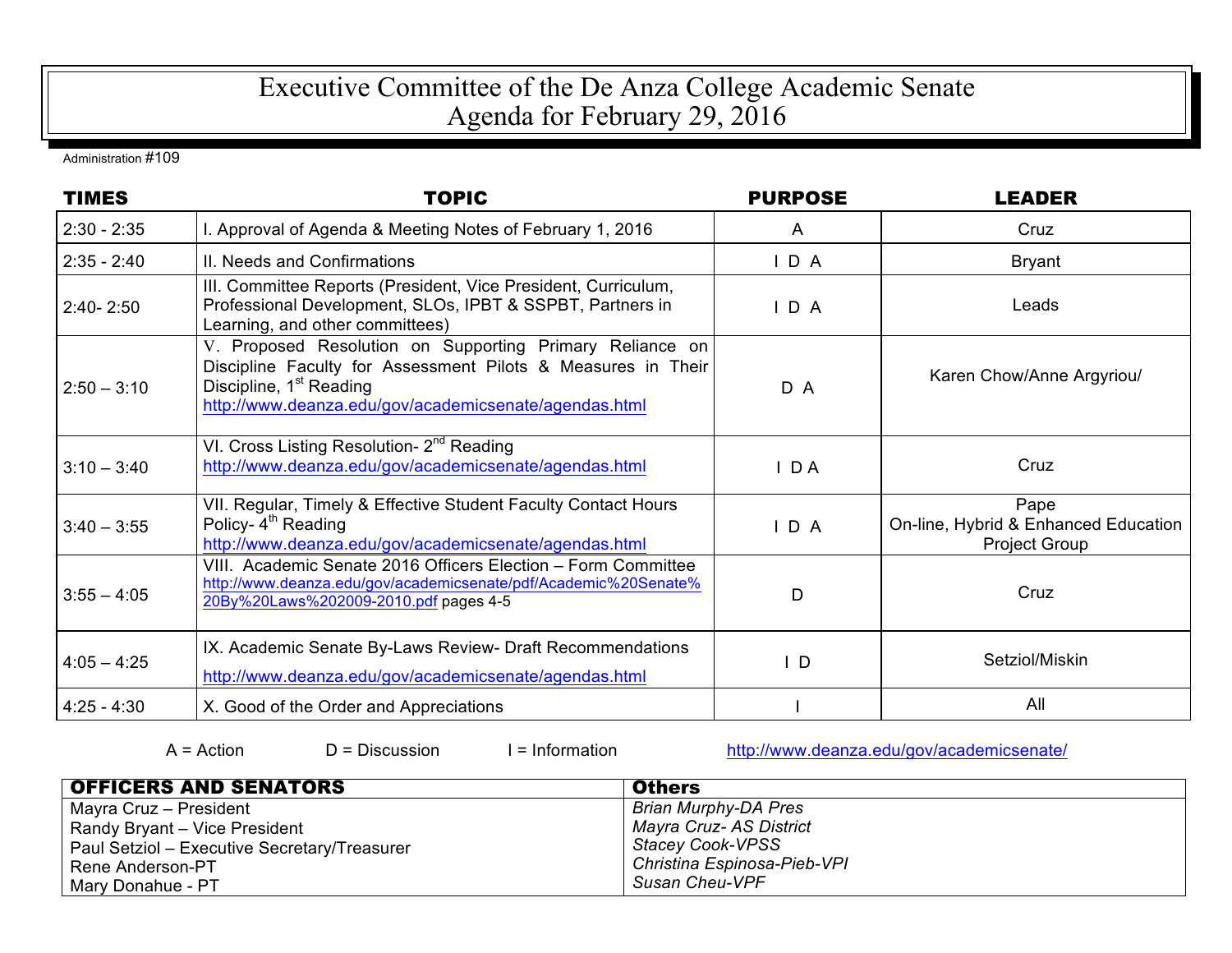# Executive Committee of the De Anza College Academic Senate
# Agenda for February 29, 2016

Administration #109

| TIMES | TOPIC | PURPOSE | LEADER |
|---|---|---|---|
| 2:30 - 2:35 | I. Approval of Agenda & Meeting Notes of February 1, 2016 | A | Cruz |
| 2:35 - 2:40 | II. Needs and Confirmations | I D A | Bryant |
| 2:40- 2:50 | III. Committee Reports (President, Vice President, Curriculum, Professional Development, SLOs, IPBT & SSPBT, Partners in Learning, and other committees) | I D A | Leads |
| 2:50 – 3:10 | V. Proposed Resolution on Supporting Primary Reliance on Discipline Faculty for Assessment Pilots & Measures in Their Discipline, 1st Reading http://www.deanza.edu/gov/academicsenate/agendas.html | D A | Karen Chow/Anne Argyriou/ |
| 3:10 – 3:40 | VI. Cross Listing Resolution- 2nd Reading http://www.deanza.edu/gov/academicsenate/agendas.html | I D A | Cruz |
| 3:40 – 3:55 | VII. Regular, Timely & Effective Student Faculty Contact Hours Policy- 4th Reading http://www.deanza.edu/gov/academicsenate/agendas.html | I D A | Pape On-line, Hybrid & Enhanced Education Project Group |
| 3:55 – 4:05 | VIII. Academic Senate 2016 Officers Election – Form Committee http://www.deanza.edu/gov/academicsenate/pdf/Academic%20Senate%20By%20Laws%202009-2010.pdf pages 4-5 | D | Cruz |
| 4:05 – 4:25 | IX. Academic Senate By-Laws Review- Draft Recommendations http://www.deanza.edu/gov/academicsenate/agendas.html | I D | Setziol/Miskin |
| 4:25 - 4:30 | X. Good of the Order and Appreciations | I | All |

A = Action D = Discussion I = Information http://www.deanza.edu/gov/academicsenate/

| OFFICERS AND SENATORS | Others |
|---|---|
| Mayra Cruz – President | *Brian Murphy-DA Pres* |
| Randy Bryant – Vice President | *Mayra Cruz- AS District* |
| Paul Setziol – Executive Secretary/Treasurer | *Stacey Cook-VPSS* |
| Rene Anderson-PT | *Christina Espinosa-Pieb-VPI* |
| Mary Donahue - PT | *Susan Cheu-VPF* |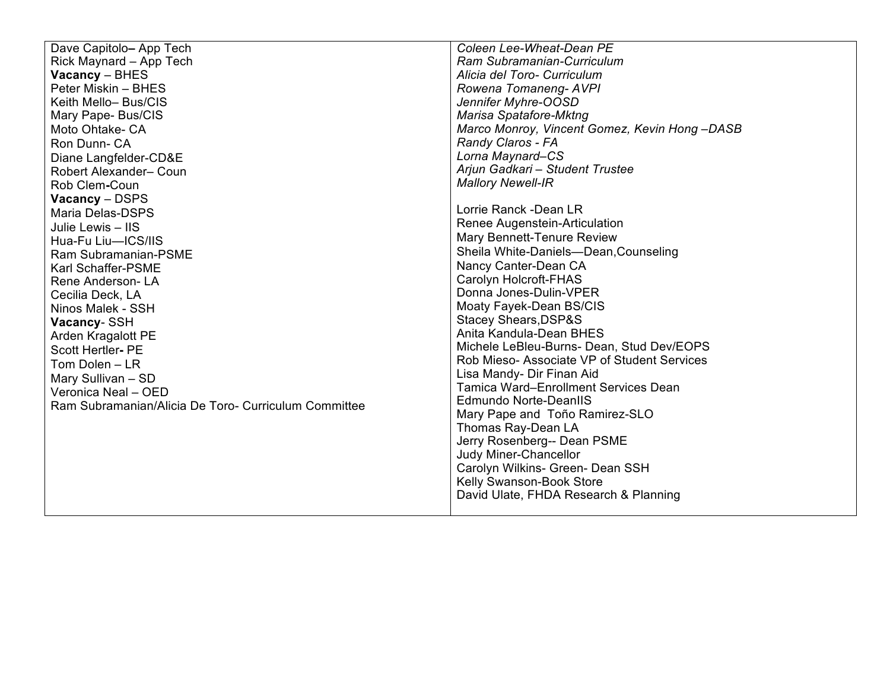| | |
|---|---|
| Dave Capitolo**–** App Tech<br>Rick Maynard – App Tech<br>**Vacancy** – BHES<br>Peter Miskin – BHES<br>Keith Mello– Bus/CIS<br>Mary Pape- Bus/CIS<br>Moto Ohtake- CA<br>Ron Dunn- CA<br>Diane Langfelder-CD&E<br>Robert Alexander– Coun<br>Rob Clem**-**Coun<br>**Vacancy** – DSPS<br>Maria Delas-DSPS<br>Julie Lewis – IIS<br>Hua-Fu Liu—ICS/IIS<br>Ram Subramanian-PSME<br>Karl Schaffer-PSME<br>Rene Anderson- LA<br>Cecilia Deck, LA<br>Ninos Malek - SSH<br>**Vacancy**- SSH<br>Arden Kragalott PE<br>Scott Hertler**-** PE<br>Tom Dolen – LR<br>Mary Sullivan – SD<br>Veronica Neal – OED<br>Ram Subramanian/Alicia De Toro- Curriculum Committee | *Coleen Lee-Wheat-Dean PE*<br>*Ram Subramanian-Curriculum*<br>*Alicia del Toro- Curriculum*<br>*Rowena Tomaneng- AVPI*<br>*Jennifer Myhre-OOSD*<br>*Marisa Spatafore-Mktng*<br>*Marco Monroy, Vincent Gomez, Kevin Hong –DASB*<br>*Randy Claros - FA*<br>*Lorna Maynard–CS*<br>*Arjun Gadkari – Student Trustee*<br>*Mallory Newell-IR*<br><br>Lorrie Ranck -Dean LR<br>Renee Augenstein-Articulation<br>Mary Bennett-Tenure Review<br>Sheila White-Daniels—Dean,Counseling<br>Nancy Canter-Dean CA<br>Carolyn Holcroft-FHAS<br>Donna Jones-Dulin-VPER<br>Moaty Fayek-Dean BS/CIS<br>Stacey Shears,DSP&S<br>Anita Kandula-Dean BHES<br>Michele LeBleu-Burns- Dean, Stud Dev/EOPS<br>Rob Mieso- Associate VP of Student Services<br>Lisa Mandy- Dir Finan Aid<br>Tamica Ward–Enrollment Services Dean<br>Edmundo Norte-DeanIIS<br>Mary Pape and Toño Ramirez-SLO<br>Thomas Ray-Dean LA<br>Jerry Rosenberg-- Dean PSME<br>Judy Miner-Chancellor<br>Carolyn Wilkins- Green- Dean SSH<br>Kelly Swanson-Book Store<br>David Ulate, FHDA Research & Planning |